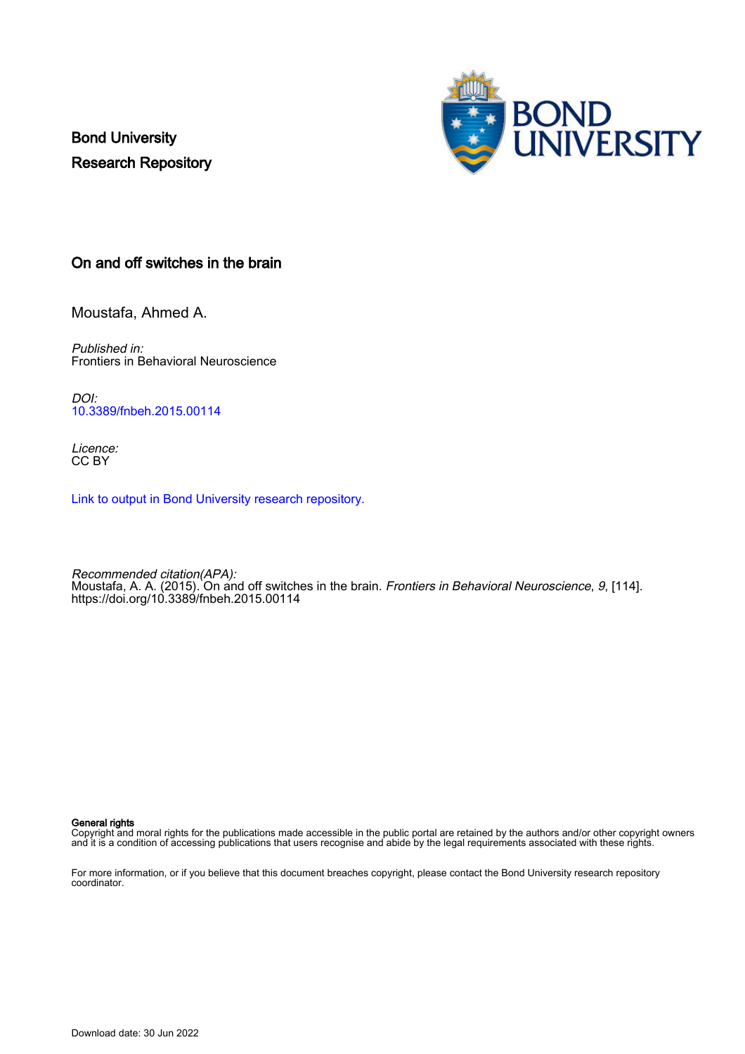Bond University
Research Repository

# On and off switches in the brain

Moustafa, Ahmed A.

*Published in:*
Frontiers in Behavioral Neuroscience

*DOI:*
10.3389/fnbeh.2015.00114

*Licence:*
CC BY

Link to output in Bond University research repository.

*Recommended citation(APA):*
Moustafa, A. A. (2015). On and off switches in the brain. *Frontiers in Behavioral Neuroscience*, *9*, [114]. https://doi.org/10.3389/fnbeh.2015.00114

**General rights**
Copyright and moral rights for the publications made accessible in the public portal are retained by the authors and/or other copyright owners and it is a condition of accessing publications that users recognise and abide by the legal requirements associated with these rights.

For more information, or if you believe that this document breaches copyright, please contact the Bond University research repository coordinator.

Download date: 30 Jun 2022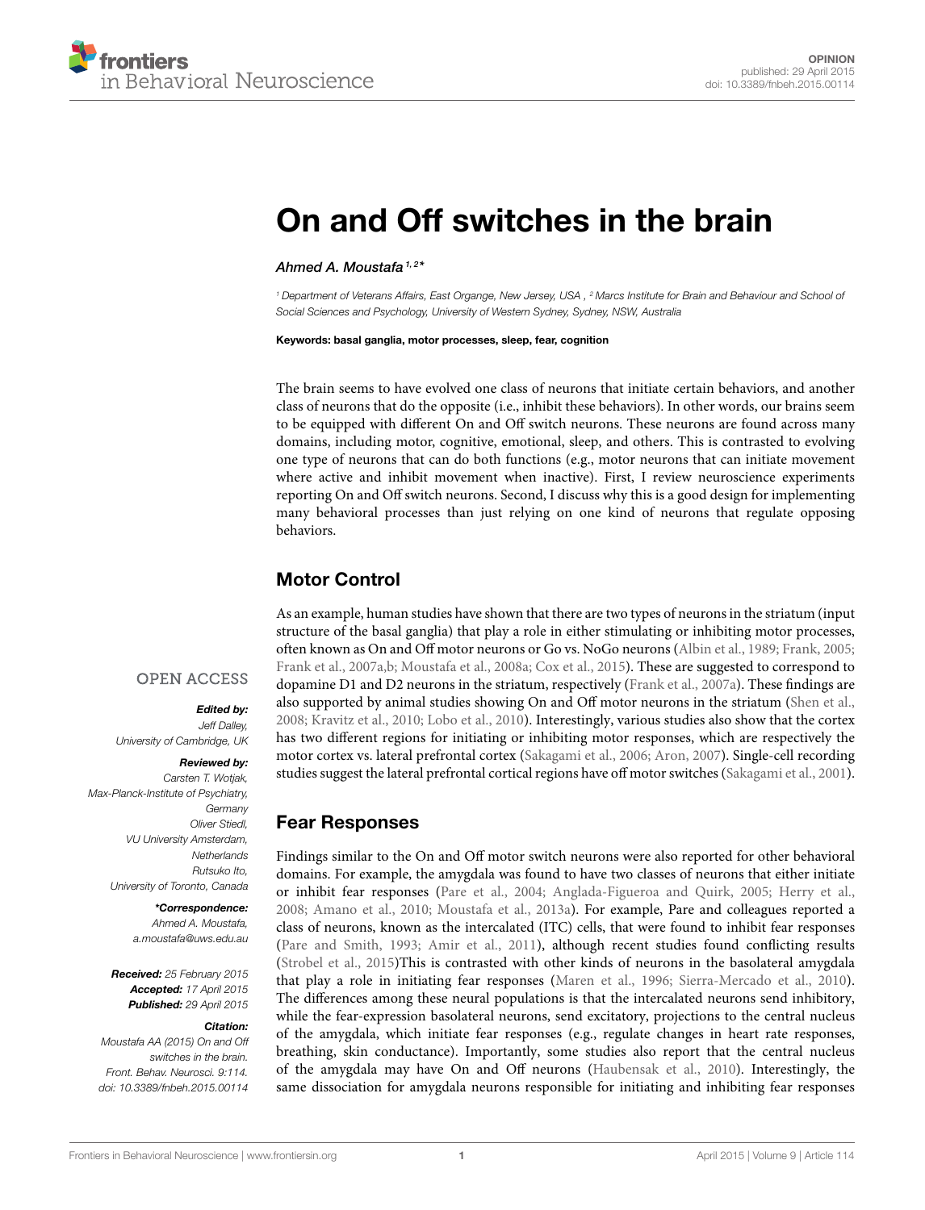# On and Off switches in the brain

*Ahmed A. Moustafa* [1,2]*

[1] Department of Veterans Affairs, East Organge, New Jersey, USA , [2] Marcs Institute for Brain and Behaviour and School of Social Sciences and Psychology, University of Western Sydney, Sydney, NSW, Australia

**Keywords: basal ganglia, motor processes, sleep, fear, cognition**

OPEN ACCESS

***Edited by:***
*Jeff Dalley, University of Cambridge, UK*

***Reviewed by:***
*Carsten T. Wotjak, Max-Planck-Institute of Psychiatry, Germany*
*Oliver Stiedl, VU University Amsterdam, Netherlands*
*Rutsuko Ito, University of Toronto, Canada*

***\*Correspondence:***
*Ahmed A. Moustafa, a.moustafa@uws.edu.au*

***Received:*** *25 February 2015*
***Accepted:*** *17 April 2015*
***Published:*** *29 April 2015*

***Citation:***
*Moustafa AA (2015) On and Off switches in the brain. Front. Behav. Neurosci. 9:114. doi: 10.3389/fnbeh.2015.00114*

The brain seems to have evolved one class of neurons that initiate certain behaviors, and another class of neurons that do the opposite (i.e., inhibit these behaviors). In other words, our brains seem to be equipped with different On and Off switch neurons. These neurons are found across many domains, including motor, cognitive, emotional, sleep, and others. This is contrasted to evolving one type of neurons that can do both functions (e.g., motor neurons that can initiate movement where active and inhibit movement when inactive). First, I review neuroscience experiments reporting On and Off switch neurons. Second, I discuss why this is a good design for implementing many behavioral processes than just relying on one kind of neurons that regulate opposing behaviors.

## Motor Control

As an example, human studies have shown that there are two types of neurons in the striatum (input structure of the basal ganglia) that play a role in either stimulating or inhibiting motor processes, often known as On and Off motor neurons or Go vs. NoGo neurons (Albin et al., 1989; Frank, 2005; Frank et al., 2007a,b; Moustafa et al., 2008a; Cox et al., 2015). These are suggested to correspond to dopamine D1 and D2 neurons in the striatum, respectively (Frank et al., 2007a). These findings are also supported by animal studies showing On and Off motor neurons in the striatum (Shen et al., 2008; Kravitz et al., 2010; Lobo et al., 2010). Interestingly, various studies also show that the cortex has two different regions for initiating or inhibiting motor responses, which are respectively the motor cortex vs. lateral prefrontal cortex (Sakagami et al., 2006; Aron, 2007). Single-cell recording studies suggest the lateral prefrontal cortical regions have off motor switches (Sakagami et al., 2001).

## Fear Responses

Findings similar to the On and Off motor switch neurons were also reported for other behavioral domains. For example, the amygdala was found to have two classes of neurons that either initiate or inhibit fear responses (Pare et al., 2004; Anglada-Figueroa and Quirk, 2005; Herry et al., 2008; Amano et al., 2010; Moustafa et al., 2013a). For example, Pare and colleagues reported a class of neurons, known as the intercalated (ITC) cells, that were found to inhibit fear responses (Pare and Smith, 1993; Amir et al., 2011), although recent studies found conflicting results (Strobel et al., 2015)This is contrasted with other kinds of neurons in the basolateral amygdala that play a role in initiating fear responses (Maren et al., 1996; Sierra-Mercado et al., 2010). The differences among these neural populations is that the intercalated neurons send inhibitory, while the fear-expression basolateral neurons, send excitatory, projections to the central nucleus of the amygdala, which initiate fear responses (e.g., regulate changes in heart rate responses, breathing, skin conductance). Importantly, some studies also report that the central nucleus of the amygdala may have On and Off neurons (Haubensak et al., 2010). Interestingly, the same dissociation for amygdala neurons responsible for initiating and inhibiting fear responses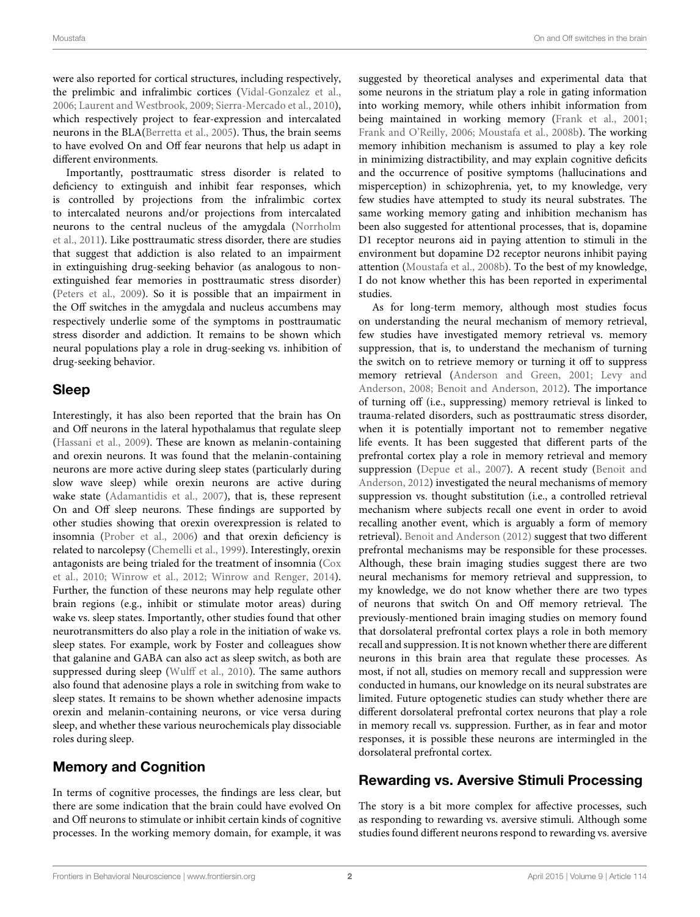were also reported for cortical structures, including respectively, the prelimbic and infralimbic cortices (Vidal-Gonzalez et al., 2006; Laurent and Westbrook, 2009; Sierra-Mercado et al., 2010), which respectively project to fear-expression and intercalated neurons in the BLA(Berretta et al., 2005). Thus, the brain seems to have evolved On and Off fear neurons that help us adapt in different environments.

Importantly, posttraumatic stress disorder is related to deficiency to extinguish and inhibit fear responses, which is controlled by projections from the infralimbic cortex to intercalated neurons and/or projections from intercalated neurons to the central nucleus of the amygdala (Norrholm et al., 2011). Like posttraumatic stress disorder, there are studies that suggest that addiction is also related to an impairment in extinguishing drug-seeking behavior (as analogous to non-extinguished fear memories in posttraumatic stress disorder) (Peters et al., 2009). So it is possible that an impairment in the Off switches in the amygdala and nucleus accumbens may respectively underlie some of the symptoms in posttraumatic stress disorder and addiction. It remains to be shown which neural populations play a role in drug-seeking vs. inhibition of drug-seeking behavior.

## Sleep

Interestingly, it has also been reported that the brain has On and Off neurons in the lateral hypothalamus that regulate sleep (Hassani et al., 2009). These are known as melanin-containing and orexin neurons. It was found that the melanin-containing neurons are more active during sleep states (particularly during slow wave sleep) while orexin neurons are active during wake state (Adamantidis et al., 2007), that is, these represent On and Off sleep neurons. These findings are supported by other studies showing that orexin overexpression is related to insomnia (Prober et al., 2006) and that orexin deficiency is related to narcolepsy (Chemelli et al., 1999). Interestingly, orexin antagonists are being trialed for the treatment of insomnia (Cox et al., 2010; Winrow et al., 2012; Winrow and Renger, 2014). Further, the function of these neurons may help regulate other brain regions (e.g., inhibit or stimulate motor areas) during wake vs. sleep states. Importantly, other studies found that other neurotransmitters do also play a role in the initiation of wake vs. sleep states. For example, work by Foster and colleagues show that galanine and GABA can also act as sleep switch, as both are suppressed during sleep (Wulff et al., 2010). The same authors also found that adenosine plays a role in switching from wake to sleep states. It remains to be shown whether adenosine impacts orexin and melanin-containing neurons, or vice versa during sleep, and whether these various neurochemicals play dissociable roles during sleep.

## Memory and Cognition

In terms of cognitive processes, the findings are less clear, but there are some indication that the brain could have evolved On and Off neurons to stimulate or inhibit certain kinds of cognitive processes. In the working memory domain, for example, it was suggested by theoretical analyses and experimental data that some neurons in the striatum play a role in gating information into working memory, while others inhibit information from being maintained in working memory (Frank et al., 2001; Frank and O'Reilly, 2006; Moustafa et al., 2008b). The working memory inhibition mechanism is assumed to play a key role in minimizing distractibility, and may explain cognitive deficits and the occurrence of positive symptoms (hallucinations and misperception) in schizophrenia, yet, to my knowledge, very few studies have attempted to study its neural substrates. The same working memory gating and inhibition mechanism has been also suggested for attentional processes, that is, dopamine D1 receptor neurons aid in paying attention to stimuli in the environment but dopamine D2 receptor neurons inhibit paying attention (Moustafa et al., 2008b). To the best of my knowledge, I do not know whether this has been reported in experimental studies.

As for long-term memory, although most studies focus on understanding the neural mechanism of memory retrieval, few studies have investigated memory retrieval vs. memory suppression, that is, to understand the mechanism of turning the switch on to retrieve memory or turning it off to suppress memory retrieval (Anderson and Green, 2001; Levy and Anderson, 2008; Benoit and Anderson, 2012). The importance of turning off (i.e., suppressing) memory retrieval is linked to trauma-related disorders, such as posttraumatic stress disorder, when it is potentially important not to remember negative life events. It has been suggested that different parts of the prefrontal cortex play a role in memory retrieval and memory suppression (Depue et al., 2007). A recent study (Benoit and Anderson, 2012) investigated the neural mechanisms of memory suppression vs. thought substitution (i.e., a controlled retrieval mechanism where subjects recall one event in order to avoid recalling another event, which is arguably a form of memory retrieval). Benoit and Anderson (2012) suggest that two different prefrontal mechanisms may be responsible for these processes. Although, these brain imaging studies suggest there are two neural mechanisms for memory retrieval and suppression, to my knowledge, we do not know whether there are two types of neurons that switch On and Off memory retrieval. The previously-mentioned brain imaging studies on memory found that dorsolateral prefrontal cortex plays a role in both memory recall and suppression. It is not known whether there are different neurons in this brain area that regulate these processes. As most, if not all, studies on memory recall and suppression were conducted in humans, our knowledge on its neural substrates are limited. Future optogenetic studies can study whether there are different dorsolateral prefrontal cortex neurons that play a role in memory recall vs. suppression. Further, as in fear and motor responses, it is possible these neurons are intermingled in the dorsolateral prefrontal cortex.

## Rewarding vs. Aversive Stimuli Processing

The story is a bit more complex for affective processes, such as responding to rewarding vs. aversive stimuli. Although some studies found different neurons respond to rewarding vs. aversive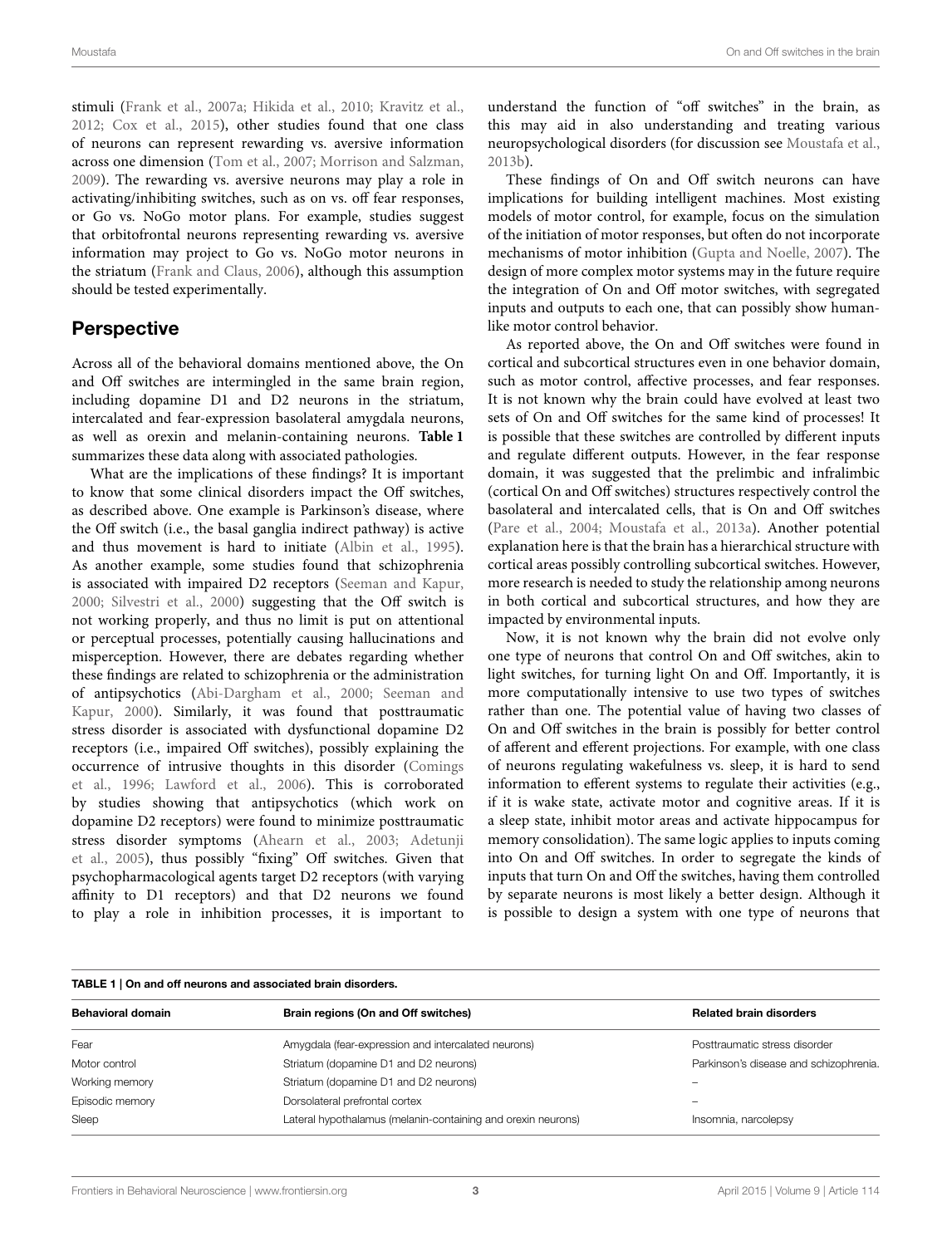stimuli (Frank et al., 2007a; Hikida et al., 2010; Kravitz et al., 2012; Cox et al., 2015), other studies found that one class of neurons can represent rewarding vs. aversive information across one dimension (Tom et al., 2007; Morrison and Salzman, 2009). The rewarding vs. aversive neurons may play a role in activating/inhibiting switches, such as on vs. off fear responses, or Go vs. NoGo motor plans. For example, studies suggest that orbitofrontal neurons representing rewarding vs. aversive information may project to Go vs. NoGo motor neurons in the striatum (Frank and Claus, 2006), although this assumption should be tested experimentally.

## Perspective

Across all of the behavioral domains mentioned above, the On and Off switches are intermingled in the same brain region, including dopamine D1 and D2 neurons in the striatum, intercalated and fear-expression basolateral amygdala neurons, as well as orexin and melanin-containing neurons. **Table 1** summarizes these data along with associated pathologies.

What are the implications of these findings? It is important to know that some clinical disorders impact the Off switches, as described above. One example is Parkinson's disease, where the Off switch (i.e., the basal ganglia indirect pathway) is active and thus movement is hard to initiate (Albin et al., 1995). As another example, some studies found that schizophrenia is associated with impaired D2 receptors (Seeman and Kapur, 2000; Silvestri et al., 2000) suggesting that the Off switch is not working properly, and thus no limit is put on attentional or perceptual processes, potentially causing hallucinations and misperception. However, there are debates regarding whether these findings are related to schizophrenia or the administration of antipsychotics (Abi-Dargham et al., 2000; Seeman and Kapur, 2000). Similarly, it was found that posttraumatic stress disorder is associated with dysfunctional dopamine D2 receptors (i.e., impaired Off switches), possibly explaining the occurrence of intrusive thoughts in this disorder (Comings et al., 1996; Lawford et al., 2006). This is corroborated by studies showing that antipsychotics (which work on dopamine D2 receptors) were found to minimize posttraumatic stress disorder symptoms (Ahearn et al., 2003; Adetunji et al., 2005), thus possibly "fixing" Off switches. Given that psychopharmacological agents target D2 receptors (with varying affinity to D1 receptors) and that D2 neurons we found to play a role in inhibition processes, it is important to understand the function of "off switches" in the brain, as this may aid in also understanding and treating various neuropsychological disorders (for discussion see Moustafa et al., 2013b).

These findings of On and Off switch neurons can have implications for building intelligent machines. Most existing models of motor control, for example, focus on the simulation of the initiation of motor responses, but often do not incorporate mechanisms of motor inhibition (Gupta and Noelle, 2007). The design of more complex motor systems may in the future require the integration of On and Off motor switches, with segregated inputs and outputs to each one, that can possibly show human-like motor control behavior.

As reported above, the On and Off switches were found in cortical and subcortical structures even in one behavior domain, such as motor control, affective processes, and fear responses. It is not known why the brain could have evolved at least two sets of On and Off switches for the same kind of processes! It is possible that these switches are controlled by different inputs and regulate different outputs. However, in the fear response domain, it was suggested that the prelimbic and infralimbic (cortical On and Off switches) structures respectively control the basolateral and intercalated cells, that is On and Off switches (Pare et al., 2004; Moustafa et al., 2013a). Another potential explanation here is that the brain has a hierarchical structure with cortical areas possibly controlling subcortical switches. However, more research is needed to study the relationship among neurons in both cortical and subcortical structures, and how they are impacted by environmental inputs.

Now, it is not known why the brain did not evolve only one type of neurons that control On and Off switches, akin to light switches, for turning light On and Off. Importantly, it is more computationally intensive to use two types of switches rather than one. The potential value of having two classes of On and Off switches in the brain is possibly for better control of afferent and efferent projections. For example, with one class of neurons regulating wakefulness vs. sleep, it is hard to send information to efferent systems to regulate their activities (e.g., if it is wake state, activate motor and cognitive areas. If it is a sleep state, inhibit motor areas and activate hippocampus for memory consolidation). The same logic applies to inputs coming into On and Off switches. In order to segregate the kinds of inputs that turn On and Off the switches, having them controlled by separate neurons is most likely a better design. Although it is possible to design a system with one type of neurons that

**TABLE 1 | On and off neurons and associated brain disorders.**

| Behavioral domain | Brain regions (On and Off switches) | Related brain disorders |
|---|---|---|
| Fear | Amygdala (fear-expression and intercalated neurons) | Posttraumatic stress disorder |
| Motor control | Striatum (dopamine D1 and D2 neurons) | Parkinson's disease and schizophrenia. |
| Working memory | Striatum (dopamine D1 and D2 neurons) | – |
| Episodic memory | Dorsolateral prefrontal cortex | – |
| Sleep | Lateral hypothalamus (melanin-containing and orexin neurons) | Insomnia, narcolepsy |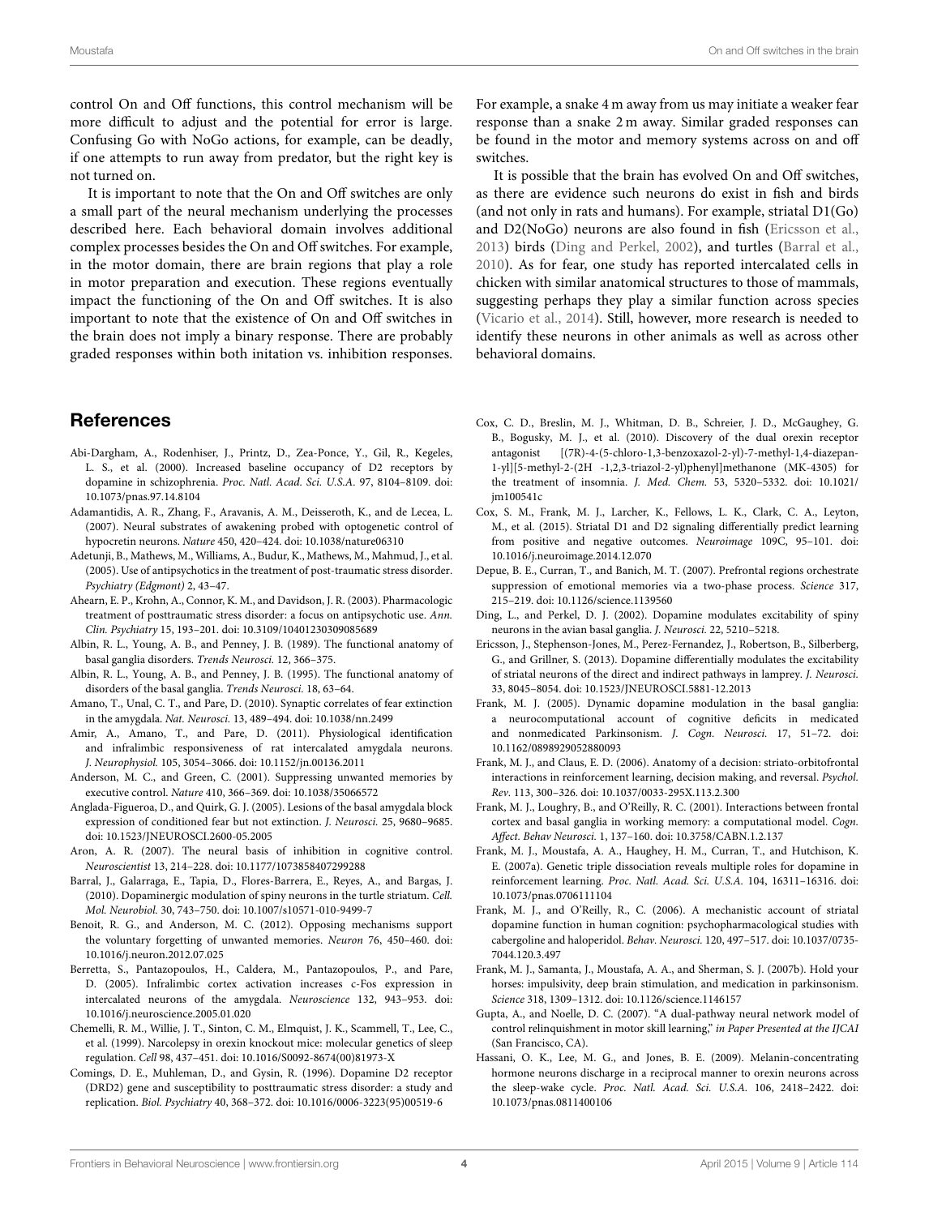control On and Off functions, this control mechanism will be more difficult to adjust and the potential for error is large. Confusing Go with NoGo actions, for example, can be deadly, if one attempts to run away from predator, but the right key is not turned on.

It is important to note that the On and Off switches are only a small part of the neural mechanism underlying the processes described here. Each behavioral domain involves additional complex processes besides the On and Off switches. For example, in the motor domain, there are brain regions that play a role in motor preparation and execution. These regions eventually impact the functioning of the On and Off switches. It is also important to note that the existence of On and Off switches in the brain does not imply a binary response. There are probably graded responses within both initation vs. inhibition responses. For example, a snake 4 m away from us may initiate a weaker fear response than a snake 2 m away. Similar graded responses can be found in the motor and memory systems across on and off switches.

It is possible that the brain has evolved On and Off switches, as there are evidence such neurons do exist in fish and birds (and not only in rats and humans). For example, striatal D1(Go) and D2(NoGo) neurons are also found in fish (Ericsson et al., 2013) birds (Ding and Perkel, 2002), and turtles (Barral et al., 2010). As for fear, one study has reported intercalated cells in chicken with similar anatomical structures to those of mammals, suggesting perhaps they play a similar function across species (Vicario et al., 2014). Still, however, more research is needed to identify these neurons in other animals as well as across other behavioral domains.

## References

Abi-Dargham, A., Rodenhiser, J., Printz, D., Zea-Ponce, Y., Gil, R., Kegeles, L. S., et al. (2000). Increased baseline occupancy of D2 receptors by dopamine in schizophrenia. *Proc. Natl. Acad. Sci. U.S.A.* 97, 8104–8109. doi: 10.1073/pnas.97.14.8104

Adamantidis, A. R., Zhang, F., Aravanis, A. M., Deisseroth, K., and de Lecea, L. (2007). Neural substrates of awakening probed with optogenetic control of hypocretin neurons. *Nature* 450, 420–424. doi: 10.1038/nature06310

Adetunji, B., Mathews, M., Williams, A., Budur, K., Mathews, M., Mahmud, J., et al. (2005). Use of antipsychotics in the treatment of post-traumatic stress disorder. *Psychiatry (Edgmont)* 2, 43–47.

Ahearn, E. P., Krohn, A., Connor, K. M., and Davidson, J. R. (2003). Pharmacologic treatment of posttraumatic stress disorder: a focus on antipsychotic use. *Ann. Clin. Psychiatry* 15, 193–201. doi: 10.3109/10401230309085689

Albin, R. L., Young, A. B., and Penney, J. B. (1989). The functional anatomy of basal ganglia disorders. *Trends Neurosci.* 12, 366–375.

Albin, R. L., Young, A. B., and Penney, J. B. (1995). The functional anatomy of disorders of the basal ganglia. *Trends Neurosci.* 18, 63–64.

Amano, T., Unal, C. T., and Pare, D. (2010). Synaptic correlates of fear extinction in the amygdala. *Nat. Neurosci.* 13, 489–494. doi: 10.1038/nn.2499

Amir, A., Amano, T., and Pare, D. (2011). Physiological identification and infralimbic responsiveness of rat intercalated amygdala neurons. *J. Neurophysiol.* 105, 3054–3066. doi: 10.1152/jn.00136.2011

Anderson, M. C., and Green, C. (2001). Suppressing unwanted memories by executive control. *Nature* 410, 366–369. doi: 10.1038/35066572

Anglada-Figueroa, D., and Quirk, G. J. (2005). Lesions of the basal amygdala block expression of conditioned fear but not extinction. *J. Neurosci.* 25, 9680–9685. doi: 10.1523/JNEUROSCI.2600-05.2005

Aron, A. R. (2007). The neural basis of inhibition in cognitive control. *Neuroscientist* 13, 214–228. doi: 10.1177/1073858407299288

Barral, J., Galarraga, E., Tapia, D., Flores-Barrera, E., Reyes, A., and Bargas, J. (2010). Dopaminergic modulation of spiny neurons in the turtle striatum. *Cell. Mol. Neurobiol.* 30, 743–750. doi: 10.1007/s10571-010-9499-7

Benoit, R. G., and Anderson, M. C. (2012). Opposing mechanisms support the voluntary forgetting of unwanted memories. *Neuron* 76, 450–460. doi: 10.1016/j.neuron.2012.07.025

Berretta, S., Pantazopoulos, H., Caldera, M., Pantazopoulos, P., and Pare, D. (2005). Infralimbic cortex activation increases c-Fos expression in intercalated neurons of the amygdala. *Neuroscience* 132, 943–953. doi: 10.1016/j.neuroscience.2005.01.020

Chemelli, R. M., Willie, J. T., Sinton, C. M., Elmquist, J. K., Scammell, T., Lee, C., et al. (1999). Narcolepsy in orexin knockout mice: molecular genetics of sleep regulation. *Cell* 98, 437–451. doi: 10.1016/S0092-8674(00)81973-X

Comings, D. E., Muhleman, D., and Gysin, R. (1996). Dopamine D2 receptor (DRD2) gene and susceptibility to posttraumatic stress disorder: a study and replication. *Biol. Psychiatry* 40, 368–372. doi: 10.1016/0006-3223(95)00519-6

Cox, C. D., Breslin, M. J., Whitman, D. B., Schreier, J. D., McGaughey, G. B., Bogusky, M. J., et al. (2010). Discovery of the dual orexin receptor antagonist [(7R)-4-(5-chloro-1,3-benzoxazol-2-yl)-7-methyl-1,4-diazepan-1-yl][5-methyl-2-(2H -1,2,3-triazol-2-yl)phenyl]methanone (MK-4305) for the treatment of insomnia. *J. Med. Chem.* 53, 5320–5332. doi: 10.1021/jm100541c

Cox, S. M., Frank, M. J., Larcher, K., Fellows, L. K., Clark, C. A., Leyton, M., et al. (2015). Striatal D1 and D2 signaling differentially predict learning from positive and negative outcomes. *Neuroimage* 109C, 95–101. doi: 10.1016/j.neuroimage.2014.12.070

Depue, B. E., Curran, T., and Banich, M. T. (2007). Prefrontal regions orchestrate suppression of emotional memories via a two-phase process. *Science* 317, 215–219. doi: 10.1126/science.1139560

Ding, L., and Perkel, D. J. (2002). Dopamine modulates excitability of spiny neurons in the avian basal ganglia. *J. Neurosci.* 22, 5210–5218.

Ericsson, J., Stephenson-Jones, M., Perez-Fernandez, J., Robertson, B., Silberberg, G., and Grillner, S. (2013). Dopamine differentially modulates the excitability of striatal neurons of the direct and indirect pathways in lamprey. *J. Neurosci.* 33, 8045–8054. doi: 10.1523/JNEUROSCI.5881-12.2013

Frank, M. J. (2005). Dynamic dopamine modulation in the basal ganglia: a neurocomputational account of cognitive deficits in medicated and nonmedicated Parkinsonism. *J. Cogn. Neurosci.* 17, 51–72. doi: 10.1162/0898929052880093

Frank, M. J., and Claus, E. D. (2006). Anatomy of a decision: striato-orbitofrontal interactions in reinforcement learning, decision making, and reversal. *Psychol. Rev.* 113, 300–326. doi: 10.1037/0033-295X.113.2.300

Frank, M. J., Loughry, B., and O'Reilly, R. C. (2001). Interactions between frontal cortex and basal ganglia in working memory: a computational model. *Cogn. Affect. Behav Neurosci.* 1, 137–160. doi: 10.3758/CABN.1.2.137

Frank, M. J., Moustafa, A. A., Haughey, H. M., Curran, T., and Hutchison, K. E. (2007a). Genetic triple dissociation reveals multiple roles for dopamine in reinforcement learning. *Proc. Natl. Acad. Sci. U.S.A.* 104, 16311–16316. doi: 10.1073/pnas.0706111104

Frank, M. J., and O'Reilly, R., C. (2006). A mechanistic account of striatal dopamine function in human cognition: psychopharmacological studies with cabergoline and haloperidol. *Behav. Neurosci.* 120, 497–517. doi: 10.1037/0735-7044.120.3.497

Frank, M. J., Samanta, J., Moustafa, A. A., and Sherman, S. J. (2007b). Hold your horses: impulsivity, deep brain stimulation, and medication in parkinsonism. *Science* 318, 1309–1312. doi: 10.1126/science.1146157

Gupta, A., and Noelle, D. C. (2007). "A dual-pathway neural network model of control relinquishment in motor skill learning," *in Paper Presented at the IJCAI* (San Francisco, CA).

Hassani, O. K., Lee, M. G., and Jones, B. E. (2009). Melanin-concentrating hormone neurons discharge in a reciprocal manner to orexin neurons across the sleep-wake cycle. *Proc. Natl. Acad. Sci. U.S.A.* 106, 2418–2422. doi: 10.1073/pnas.0811400106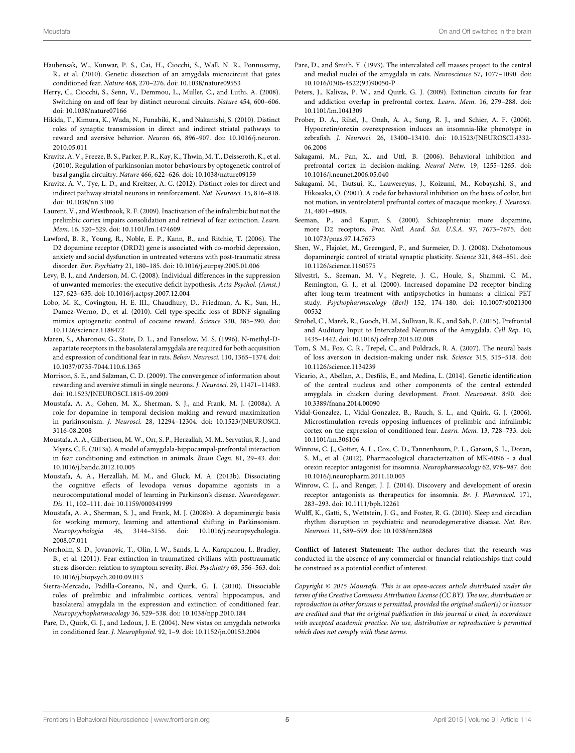Haubensak, W., Kunwar, P. S., Cai, H., Ciocchi, S., Wall, N. R., Ponnusamy, R., et al. (2010). Genetic dissection of an amygdala microcircuit that gates conditioned fear. *Nature* 468, 270–276. doi: 10.1038/nature09553

Herry, C., Ciocchi, S., Senn, V., Demmou, L., Muller, C., and Luthi, A. (2008). Switching on and off fear by distinct neuronal circuits. *Nature* 454, 600–606. doi: 10.1038/nature07166

Hikida, T., Kimura, K., Wada, N., Funabiki, K., and Nakanishi, S. (2010). Distinct roles of synaptic transmission in direct and indirect striatal pathways to reward and aversive behavior. *Neuron* 66, 896–907. doi: 10.1016/j.neuron.2010.05.011

Kravitz, A. V., Freeze, B. S., Parker, P. R., Kay, K., Thwin, M. T., Deisseroth, K., et al. (2010). Regulation of parkinsonian motor behaviours by optogenetic control of basal ganglia circuitry. *Nature* 466, 622–626. doi: 10.1038/nature09159

Kravitz, A. V., Tye, L. D., and Kreitzer, A. C. (2012). Distinct roles for direct and indirect pathway striatal neurons in reinforcement. *Nat. Neurosci.* 15, 816–818. doi: 10.1038/nn.3100

Laurent, V., and Westbrook, R. F. (2009). Inactivation of the infralimbic but not the prelimbic cortex impairs consolidation and retrieval of fear extinction. *Learn. Mem.* 16, 520–529. doi: 10.1101/lm.1474609

Lawford, B. R., Young, R., Noble, E. P., Kann, B., and Ritchie, T. (2006). The D2 dopamine receptor (DRD2) gene is associated with co-morbid depression, anxiety and social dysfunction in untreated veterans with post-traumatic stress disorder. *Eur. Psychiatry* 21, 180–185. doi: 10.1016/j.eurpsy.2005.01.006

Levy, B. J., and Anderson, M. C. (2008). Individual differences in the suppression of unwanted memories: the executive deficit hypothesis. *Acta Psychol. (Amst.)* 127, 623–635. doi: 10.1016/j.actpsy.2007.12.004

Lobo, M. K., Covington, H. E. III., Chaudhury, D., Friedman, A. K., Sun, H., Damez-Werno, D., et al. (2010). Cell type-specific loss of BDNF signaling mimics optogenetic control of cocaine reward. *Science* 330, 385–390. doi: 10.1126/science.1188472

Maren, S., Aharonov, G., Stote, D. L., and Fanselow, M. S. (1996). N-methyl-D-aspartate receptors in the basolateral amygdala are required for both acquisition and expression of conditional fear in rats. *Behav. Neurosci.* 110, 1365–1374. doi: 10.1037/0735-7044.110.6.1365

Morrison, S. E., and Salzman, C. D. (2009). The convergence of information about rewarding and aversive stimuli in single neurons. *J. Neurosci.* 29, 11471–11483. doi: 10.1523/JNEUROSCI.1815-09.2009

Moustafa, A. A., Cohen, M. X., Sherman, S. J., and Frank, M. J. (2008a). A role for dopamine in temporal decision making and reward maximization in parkinsonism. *J. Neurosci.* 28, 12294–12304. doi: 10.1523/JNEUROSCI.3116-08.2008

Moustafa, A. A., Gilbertson, M. W., Orr, S. P., Herzallah, M. M., Servatius, R. J., and Myers, C. E. (2013a). A model of amygdala-hippocampal-prefrontal interaction in fear conditioning and extinction in animals. *Brain Cogn.* 81, 29–43. doi: 10.1016/j.bandc.2012.10.005

Moustafa, A. A., Herzallah, M. M., and Gluck, M. A. (2013b). Dissociating the cognitive effects of levodopa versus dopamine agonists in a neurocomputational model of learning in Parkinson's disease. *Neurodegener. Dis.* 11, 102–111. doi: 10.1159/000341999

Moustafa, A. A., Sherman, S. J., and Frank, M. J. (2008b). A dopaminergic basis for working memory, learning and attentional shifting in Parkinsonism. *Neuropsychologia* 46, 3144–3156. doi: 10.1016/j.neuropsychologia.2008.07.011

Norrholm, S. D., Jovanovic, T., Olin, I. W., Sands, L. A., Karapanou, I., Bradley, B., et al. (2011). Fear extinction in traumatized civilians with posttraumatic stress disorder: relation to symptom severity. *Biol. Psychiatry* 69, 556–563. doi: 10.1016/j.biopsych.2010.09.013

Sierra-Mercado, Padilla-Coreano, N., and Quirk, G. J. (2010). Dissociable roles of prelimbic and infralimbic cortices, ventral hippocampus, and basolateral amygdala in the expression and extinction of conditioned fear. *Neuropsychopharmacology* 36, 529–538. doi: 10.1038/npp.2010.184

Pare, D., Quirk, G. J., and Ledoux, J. E. (2004). New vistas on amygdala networks in conditioned fear. *J. Neurophysiol.* 92, 1–9. doi: 10.1152/jn.00153.2004

Pare, D., and Smith, Y. (1993). The intercalated cell masses project to the central and medial nuclei of the amygdala in cats. *Neuroscience* 57, 1077–1090. doi: 10.1016/0306-4522(93)90050-P

Peters, J., Kalivas, P. W., and Quirk, G. J. (2009). Extinction circuits for fear and addiction overlap in prefrontal cortex. *Learn. Mem.* 16, 279–288. doi: 10.1101/lm.1041309

Prober, D. A., Rihel, J., Onah, A. A., Sung, R. J., and Schier, A. F. (2006). Hypocretin/orexin overexpression induces an insomnia-like phenotype in zebrafish. *J. Neurosci.* 26, 13400–13410. doi: 10.1523/JNEUROSCI.4332-06.2006

Sakagami, M., Pan, X., and Uttl, B. (2006). Behavioral inhibition and prefrontal cortex in decision-making. *Neural Netw.* 19, 1255–1265. doi: 10.1016/j.neunet.2006.05.040

Sakagami, M., Tsutsui, K., Lauwereyns, J., Koizumi, M., Kobayashi, S., and Hikosaka, O. (2001). A code for behavioral inhibition on the basis of color, but not motion, in ventrolateral prefrontal cortex of macaque monkey. *J. Neurosci.* 21, 4801–4808.

Seeman, P., and Kapur, S. (2000). Schizophrenia: more dopamine, more D2 receptors. *Proc. Natl. Acad. Sci. U.S.A.* 97, 7673–7675. doi: 10.1073/pnas.97.14.7673

Shen, W., Flajolet, M., Greengard, P., and Surmeier, D. J. (2008). Dichotomous dopaminergic control of striatal synaptic plasticity. *Science* 321, 848–851. doi: 10.1126/science.1160575

Silvestri, S., Seeman, M. V., Negrete, J. C., Houle, S., Shammi, C. M., Remington, G. J., et al. (2000). Increased dopamine D2 receptor binding after long-term treatment with antipsychotics in humans: a clinical PET study. *Psychopharmacology (Berl)* 152, 174–180. doi: 10.1007/s002130000532

Strobel, C., Marek, R., Gooch, H. M., Sullivan, R. K., and Sah, P. (2015). Prefrontal and Auditory Input to Intercalated Neurons of the Amygdala. *Cell Rep.* 10, 1435–1442. doi: 10.1016/j.celrep.2015.02.008

Tom, S. M., Fox, C. R., Trepel, C., and Poldrack, R. A. (2007). The neural basis of loss aversion in decision-making under risk. *Science* 315, 515–518. doi: 10.1126/science.1134239

Vicario, A., Abellan, A., Desfilis, E., and Medina, L. (2014). Genetic identification of the central nucleus and other components of the central extended amygdala in chicken during development. *Front. Neuroanat.* 8:90. doi: 10.3389/fnana.2014.00090

Vidal-Gonzalez, I., Vidal-Gonzalez, B., Rauch, S. L., and Quirk, G. J. (2006). Microstimulation reveals opposing influences of prelimbic and infralimbic cortex on the expression of conditioned fear. *Learn. Mem.* 13, 728–733. doi: 10.1101/lm.306106

Winrow, C. J., Gotter, A. L., Cox, C. D., Tannenbaum, P. L., Garson, S. L., Doran, S. M., et al. (2012). Pharmacological characterization of MK-6096 - a dual orexin receptor antagonist for insomnia. *Neuropharmacology* 62, 978–987. doi: 10.1016/j.neuropharm.2011.10.003

Winrow, C. J., and Renger, J. J. (2014). Discovery and development of orexin receptor antagonists as therapeutics for insomnia. *Br. J. Pharmacol.* 171, 283–293. doi: 10.1111/bph.12261

Wulff, K., Gatti, S., Wettstein, J. G., and Foster, R. G. (2010). Sleep and circadian rhythm disruption in psychiatric and neurodegenerative disease. *Nat. Rev. Neurosci.* 11, 589–599. doi: 10.1038/nrn2868

**Conflict of Interest Statement:** The author declares that the research was conducted in the absence of any commercial or financial relationships that could be construed as a potential conflict of interest.

*Copyright © 2015 Moustafa. This is an open-access article distributed under the terms of the Creative Commons Attribution License (CC BY). The use, distribution or reproduction in other forums is permitted, provided the original author(s) or licensor are credited and that the original publication in this journal is cited, in accordance with accepted academic practice. No use, distribution or reproduction is permitted which does not comply with these terms.*